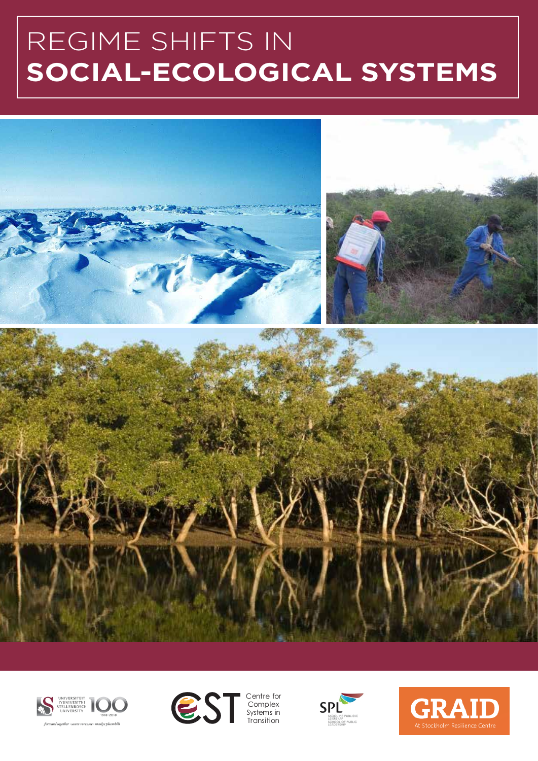# REGIME SHIFTS IN **SOCIAL-ECOLOGICAL SYSTEMS**

UNIVERSITEIT IYUNIVESITHI STELLENBOSCH UNIVERSITY 100 1918·2018

*forward together · sonke siya phambili · saam vorentoe*

Centre for Complex Systems in Transition

SPL SKOOL VIR PUBLIEKE LEIERSKAP SCHOOL OF PUBLIC LEADERSHIP

GRAID At Stockholm Resilience Centre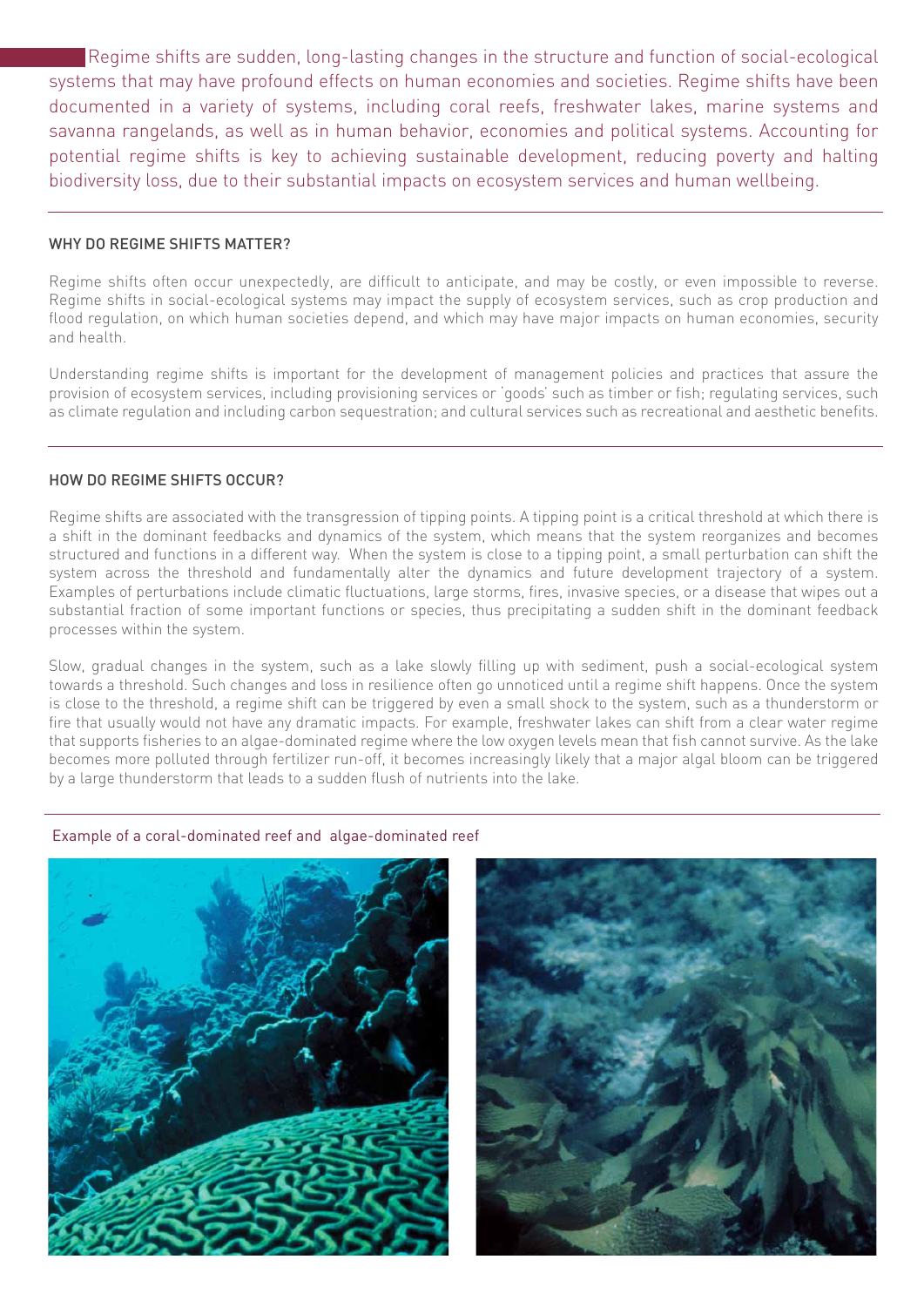Regime shifts are sudden, long-lasting changes in the structure and function of social-ecological systems that may have profound effects on human economies and societies. Regime shifts have been documented in a variety of systems, including coral reefs, freshwater lakes, marine systems and savanna rangelands, as well as in human behavior, economies and political systems. Accounting for potential regime shifts is key to achieving sustainable development, reducing poverty and halting biodiversity loss, due to their substantial impacts on ecosystem services and human wellbeing.

## WHY DO REGIME SHIFTS MATTER?

Regime shifts often occur unexpectedly, are difficult to anticipate, and may be costly, or even impossible to reverse. Regime shifts in social-ecological systems may impact the supply of ecosystem services, such as crop production and flood regulation, on which human societies depend, and which may have major impacts on human economies, security and health.

Understanding regime shifts is important for the development of management policies and practices that assure the provision of ecosystem services, including provisioning services or 'goods' such as timber or fish; regulating services, such as climate regulation and including carbon sequestration; and cultural services such as recreational and aesthetic benefits.

## HOW DO REGIME SHIFTS OCCUR?

Regime shifts are associated with the transgression of tipping points. A tipping point is a critical threshold at which there is a shift in the dominant feedbacks and dynamics of the system, which means that the system reorganizes and becomes structured and functions in a different way. When the system is close to a tipping point, a small perturbation can shift the system across the threshold and fundamentally alter the dynamics and future development trajectory of a system. Examples of perturbations include climatic fluctuations, large storms, fires, invasive species, or a disease that wipes out a substantial fraction of some important functions or species, thus precipitating a sudden shift in the dominant feedback processes within the system.

Slow, gradual changes in the system, such as a lake slowly filling up with sediment, push a social-ecological system towards a threshold. Such changes and loss in resilience often go unnoticed until a regime shift happens. Once the system is close to the threshold, a regime shift can be triggered by even a small shock to the system, such as a thunderstorm or fire that usually would not have any dramatic impacts. For example, freshwater lakes can shift from a clear water regime that supports fisheries to an algae-dominated regime where the low oxygen levels mean that fish cannot survive. As the lake becomes more polluted through fertilizer run-off, it becomes increasingly likely that a major algal bloom can be triggered by a large thunderstorm that leads to a sudden flush of nutrients into the lake.

Example of a coral-dominated reef and algae-dominated reef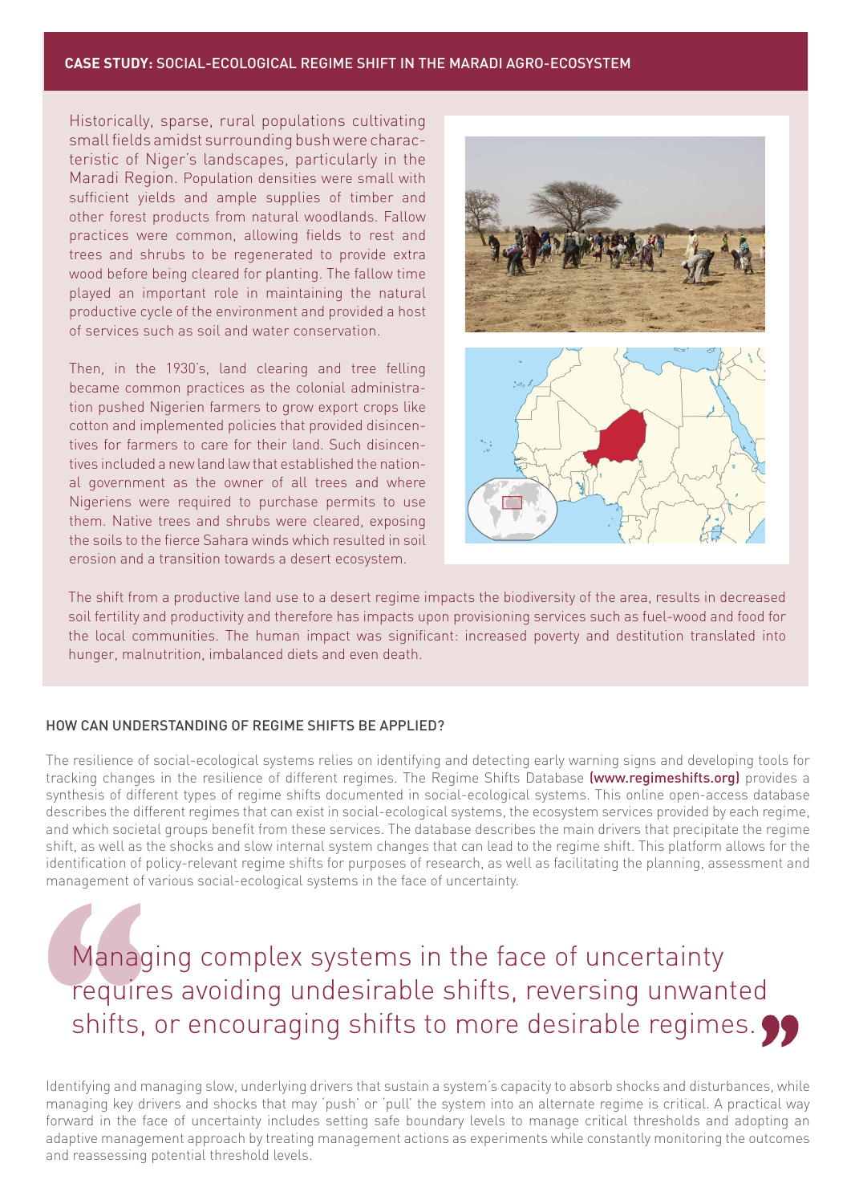## CASE STUDY: SOCIAL-ECOLOGICAL REGIME SHIFT IN THE MARADI AGRO-ECOSYSTEM

Historically, sparse, rural populations cultivating small fields amidst surrounding bush were characteristic of Niger's landscapes, particularly in the Maradi Region. Population densities were small with sufficient yields and ample supplies of timber and other forest products from natural woodlands. Fallow practices were common, allowing fields to rest and trees and shrubs to be regenerated to provide extra wood before being cleared for planting. The fallow time played an important role in maintaining the natural productive cycle of the environment and provided a host of services such as soil and water conservation.

Then, in the 1930's, land clearing and tree felling became common practices as the colonial administration pushed Nigerien farmers to grow export crops like cotton and implemented policies that provided disincentives for farmers to care for their land. Such disincentives included a new land law that established the national government as the owner of all trees and where Nigeriens were required to purchase permits to use them. Native trees and shrubs were cleared, exposing the soils to the fierce Sahara winds which resulted in soil erosion and a transition towards a desert ecosystem.

The shift from a productive land use to a desert regime impacts the biodiversity of the area, results in decreased soil fertility and productivity and therefore has impacts upon provisioning services such as fuel-wood and food for the local communities. The human impact was significant: increased poverty and destitution translated into hunger, malnutrition, imbalanced diets and even death.

## HOW CAN UNDERSTANDING OF REGIME SHIFTS BE APPLIED?

The resilience of social-ecological systems relies on identifying and detecting early warning signs and developing tools for tracking changes in the resilience of different regimes. The Regime Shifts Database **(www.regimeshifts.org)** provides a synthesis of different types of regime shifts documented in social-ecological systems. This online open-access database describes the different regimes that can exist in social-ecological systems, the ecosystem services provided by each regime, and which societal groups benefit from these services. The database describes the main drivers that precipitate the regime shift, as well as the shocks and slow internal system changes that can lead to the regime shift. This platform allows for the identification of policy-relevant regime shifts for purposes of research, as well as facilitating the planning, assessment and management of various social-ecological systems in the face of uncertainty.

> "Managing complex systems in the face of uncertainty requires avoiding undesirable shifts, reversing unwanted shifts, or encouraging shifts to more desirable regimes."

Identifying and managing slow, underlying drivers that sustain a system's capacity to absorb shocks and disturbances, while managing key drivers and shocks that may 'push' or 'pull' the system into an alternate regime is critical. A practical way forward in the face of uncertainty includes setting safe boundary levels to manage critical thresholds and adopting an adaptive management approach by treating management actions as experiments while constantly monitoring the outcomes and reassessing potential threshold levels.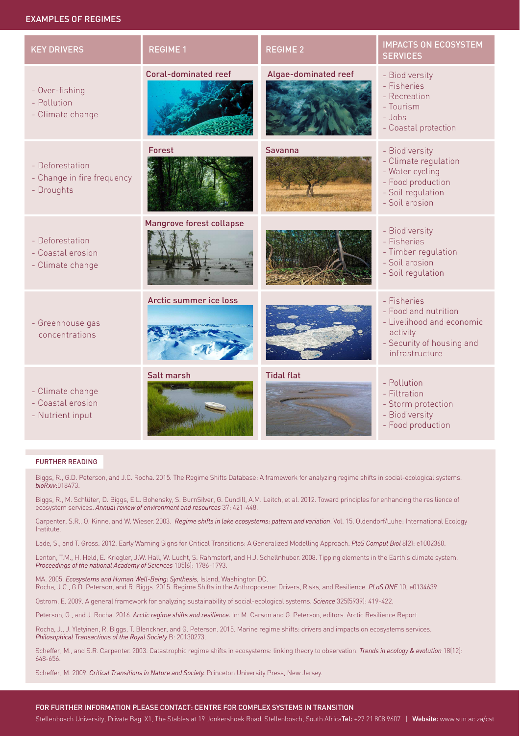## EXAMPLES OF REGIMES

| KEY DRIVERS | REGIME 1 | REGIME 2 | IMPACTS ON ECOSYSTEM SERVICES |
| --- | --- | --- | --- |
| - Over-fishing<br>- Pollution<br>- Climate change | Coral-dominated reef | Algae-dominated reef | - Biodiversity<br>- Fisheries<br>- Recreation<br>- Tourism<br>- Jobs<br>- Coastal protection |
| - Deforestation<br>- Change in fire frequency<br>- Droughts | Forest | Savanna | - Biodiversity<br>- Climate regulation<br>- Water cycling<br>- Food production<br>- Soil regulation<br>- Soil erosion |
| - Deforestation<br>- Coastal erosion<br>- Climate change | Mangrove forest collapse | | - Biodiversity<br>- Fisheries<br>- Timber regulation<br>- Soil erosion<br>- Soil regulation |
| - Greenhouse gas concentrations | Arctic summer ice loss | | - Fisheries<br>- Food and nutrition<br>- Livelihood and economic activity<br>- Security of housing and infrastructure |
| - Climate change<br>- Coastal erosion<br>- Nutrient input | Salt marsh | Tidal flat | - Pollution<br>- Filtration<br>- Storm protection<br>- Biodiversity<br>- Food production |

### FURTHER READING

Biggs, R., G.D. Peterson, and J.C. Rocha. 2015. The Regime Shifts Database: A framework for analyzing regime shifts in social-ecological systems. *bioRxiv*:018473.

Biggs, R., M. Schlüter, D. Biggs, E.L. Bohensky, S. BurnSilver, G. Cundill, A.M. Leitch, et al. 2012. Toward principles for enhancing the resilience of ecosystem services. *Annual review of environment and resources* 37: 421-448.

Carpenter, S.R., O. Kinne, and W. Wieser. 2003. *Regime shifts in lake ecosystems: pattern and variation*. Vol. 15. Oldendorf/Luhe: International Ecology Institute.

Lade, S., and T. Gross. 2012. Early Warning Signs for Critical Transitions: A Generalized Modelling Approach. *PloS Comput Biol* 8(2): e1002360.

Lenton, T.M., H. Held, E. Kriegler, J.W. Hall, W. Lucht, S. Rahmstorf, and H.J. Schellnhuber. 2008. Tipping elements in the Earth's climate system. *Proceedings of the national Academy of Sciences* 105(6): 1786-1793.

MA. 2005. *Ecosystems and Human Well-Being: Synthesis*, Island, Washington DC.

Rocha, J.C., G.D. Peterson, and R. Biggs. 2015. Regime Shifts in the Anthropocene: Drivers, Risks, and Resilience. *PLoS ONE* 10, e0134639.

Ostrom, E. 2009. A general framework for analyzing sustainability of social-ecological systems. *Science* 325(5939): 419-422.

Peterson, G., and J. Rocha. 2016. *Arctic regime shifts and resilience.* In: M. Carson and G. Peterson, editors. Arctic Resilience Report.

Rocha, J., J. Yletyinen, R. Biggs, T. Blenckner, and G. Peterson. 2015. Marine regime shifts: drivers and impacts on ecosystems services. *Philosophical Transactions of the Royal Society* B: 20130273.

Scheffer, M., and S.R. Carpenter. 2003. Catastrophic regime shifts in ecosystems: linking theory to observation. *Trends in ecology & evolution* 18(12): 648-656.

Scheffer, M. 2009. *Critical Transitions in Nature and Society.* Princeton University Press, New Jersey.

FOR FURTHER INFORMATION PLEASE CONTACT: CENTRE FOR COMPLEX SYSTEMS IN TRANSITION

Stellenbosch University, Private Bag X1, The Stables at 19 Jonkershoek Road, Stellenbosch, South Africa **Tel:** +27 21 808 9607 | **Website:** www.sun.ac.za/cst